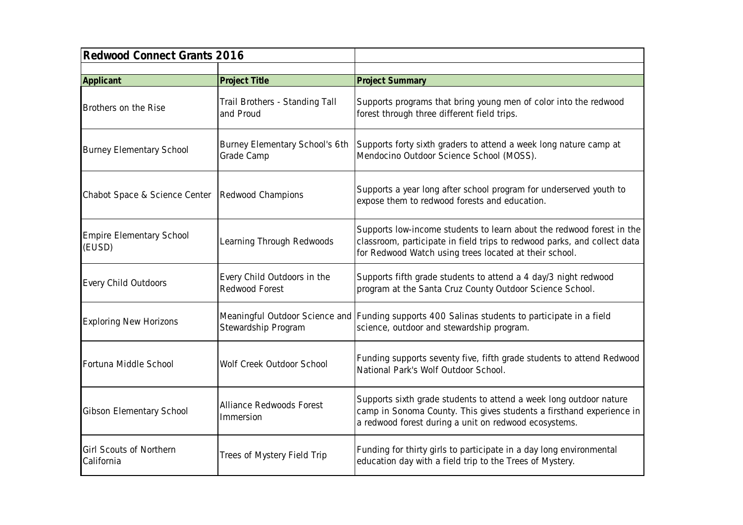## Redwood Connect Grants 2016

| Applicant | Project Title | Project Summary |
|---|---|---|
| Brothers on the Rise | Trail Brothers - Standing Tall and Proud | Supports programs that bring young men of color into the redwood forest through three different field trips. |
| Burney Elementary School | Burney Elementary School's 6th Grade Camp | Supports forty sixth graders to attend a week long nature camp at Mendocino Outdoor Science School (MOSS). |
| Chabot Space & Science Center | Redwood Champions | Supports a year long after school program for underserved youth to expose them to redwood forests and education. |
| Empire Elementary School (EUSD) | Learning Through Redwoods | Supports low-income students to learn about the redwood forest in the classroom, participate in field trips to redwood parks, and collect data for Redwood Watch using trees located at their school. |
| Every Child Outdoors | Every Child Outdoors in the Redwood Forest | Supports fifth grade students to attend a 4 day/3 night redwood program at the Santa Cruz County Outdoor Science School. |
| Exploring New Horizons | Meaningful Outdoor Science and Stewardship Program | Funding supports 400 Salinas students to participate in a field science, outdoor and stewardship program. |
| Fortuna Middle School | Wolf Creek Outdoor School | Funding supports seventy five, fifth grade students to attend Redwood National Park's Wolf Outdoor School. |
| Gibson Elementary School | Alliance Redwoods Forest Immersion | Supports sixth grade students to attend a week long outdoor nature camp in Sonoma County. This gives students a firsthand experience in a redwood forest during a unit on redwood ecosystems. |
| Girl Scouts of Northern California | Trees of Mystery Field Trip | Funding for thirty girls to participate in a day long environmental education day with a field trip to the Trees of Mystery. |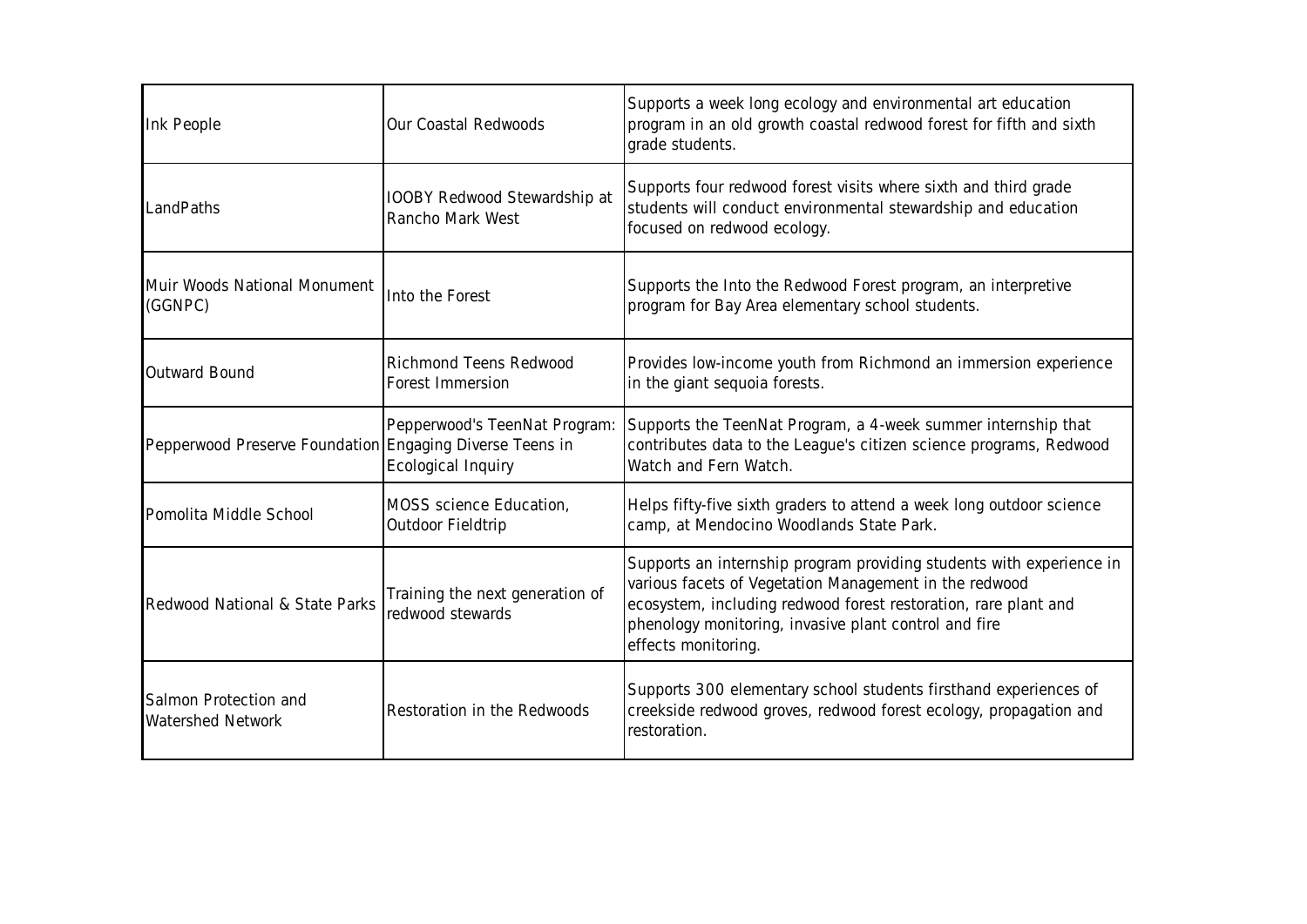| | | |
|---|---|---|
| Ink People | Our Coastal Redwoods | Supports a week long ecology and environmental art education program in an old growth coastal redwood forest for fifth and sixth grade students. |
| LandPaths | IOOBY Redwood Stewardship at Rancho Mark West | Supports four redwood forest visits where sixth and third grade students will conduct environmental stewardship and education focused on redwood ecology. |
| Muir Woods National Monument (GGNPC) | Into the Forest | Supports the Into the Redwood Forest program, an interpretive program for Bay Area elementary school students. |
| Outward Bound | Richmond Teens Redwood Forest Immersion | Provides low-income youth from Richmond an immersion experience in the giant sequoia forests. |
| Pepperwood Preserve Foundation | Pepperwood's TeenNat Program: Engaging Diverse Teens in Ecological Inquiry | Supports the TeenNat Program, a 4-week summer internship that contributes data to the League's citizen science programs, Redwood Watch and Fern Watch. |
| Pomolita Middle School | MOSS science Education, Outdoor Fieldtrip | Helps fifty-five sixth graders to attend a week long outdoor science camp, at Mendocino Woodlands State Park. |
| Redwood National & State Parks | Training the next generation of redwood stewards | Supports an internship program providing students with experience in various facets of Vegetation Management in the redwood ecosystem, including redwood forest restoration, rare plant and phenology monitoring, invasive plant control and fire effects monitoring. |
| Salmon Protection and Watershed Network | Restoration in the Redwoods | Supports 300 elementary school students firsthand experiences of creekside redwood groves, redwood forest ecology, propagation and restoration. |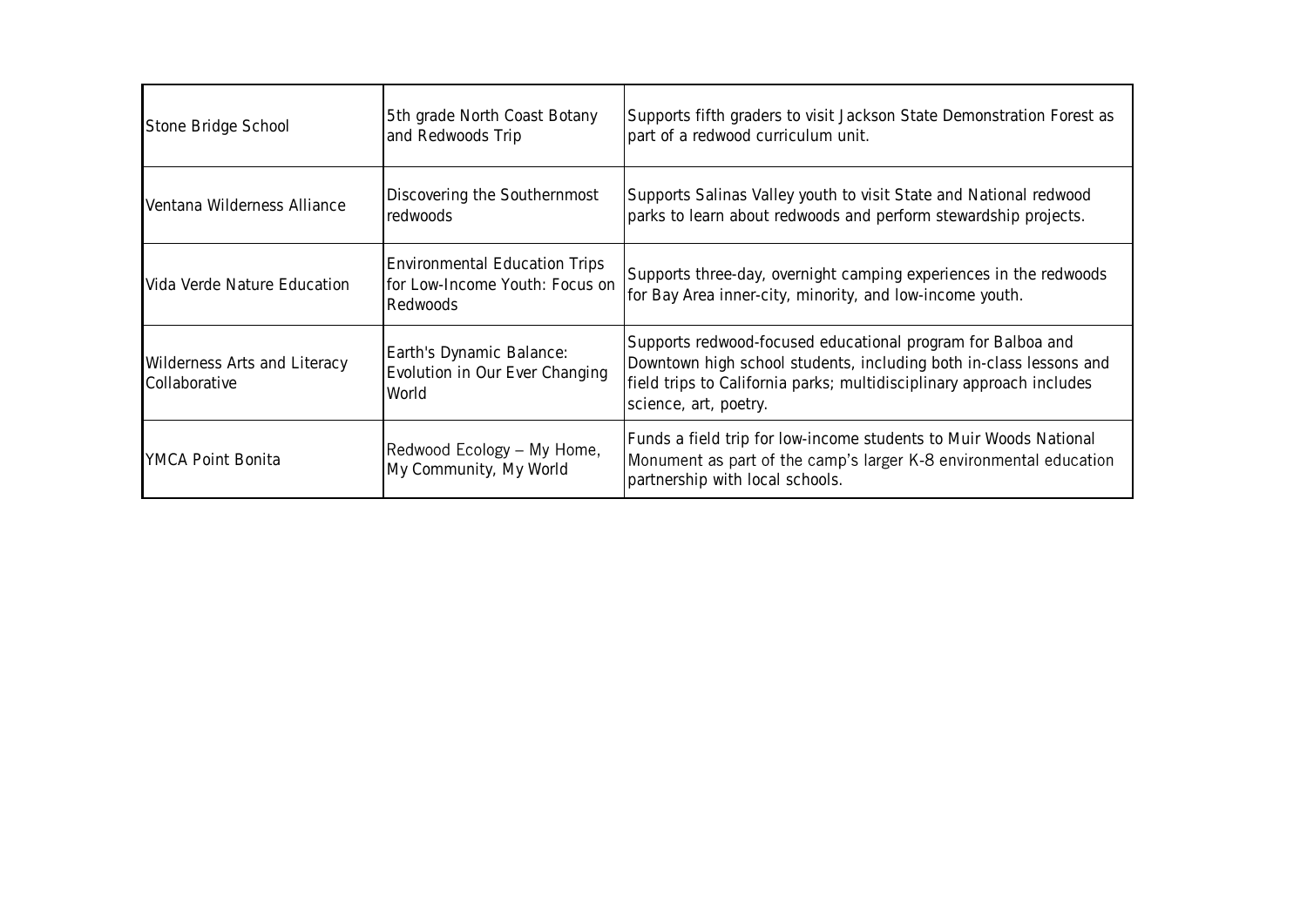| | | |
|---|---|---|
| Stone Bridge School | 5th grade North Coast Botany and Redwoods Trip | Supports fifth graders to visit Jackson State Demonstration Forest as part of a redwood curriculum unit. |
| Ventana Wilderness Alliance | Discovering the Southernmost redwoods | Supports Salinas Valley youth to visit State and National redwood parks to learn about redwoods and perform stewardship projects. |
| Vida Verde Nature Education | Environmental Education Trips for Low-Income Youth: Focus on Redwoods | Supports three-day, overnight camping experiences in the redwoods for Bay Area inner-city, minority, and low-income youth. |
| Wilderness Arts and Literacy Collaborative | Earth's Dynamic Balance: Evolution in Our Ever Changing World | Supports redwood-focused educational program for Balboa and Downtown high school students, including both in-class lessons and field trips to California parks; multidisciplinary approach includes science, art, poetry. |
| YMCA Point Bonita | Redwood Ecology – My Home, My Community, My World | Funds a field trip for low-income students to Muir Woods National Monument as part of the camp's larger K-8 environmental education partnership with local schools. |